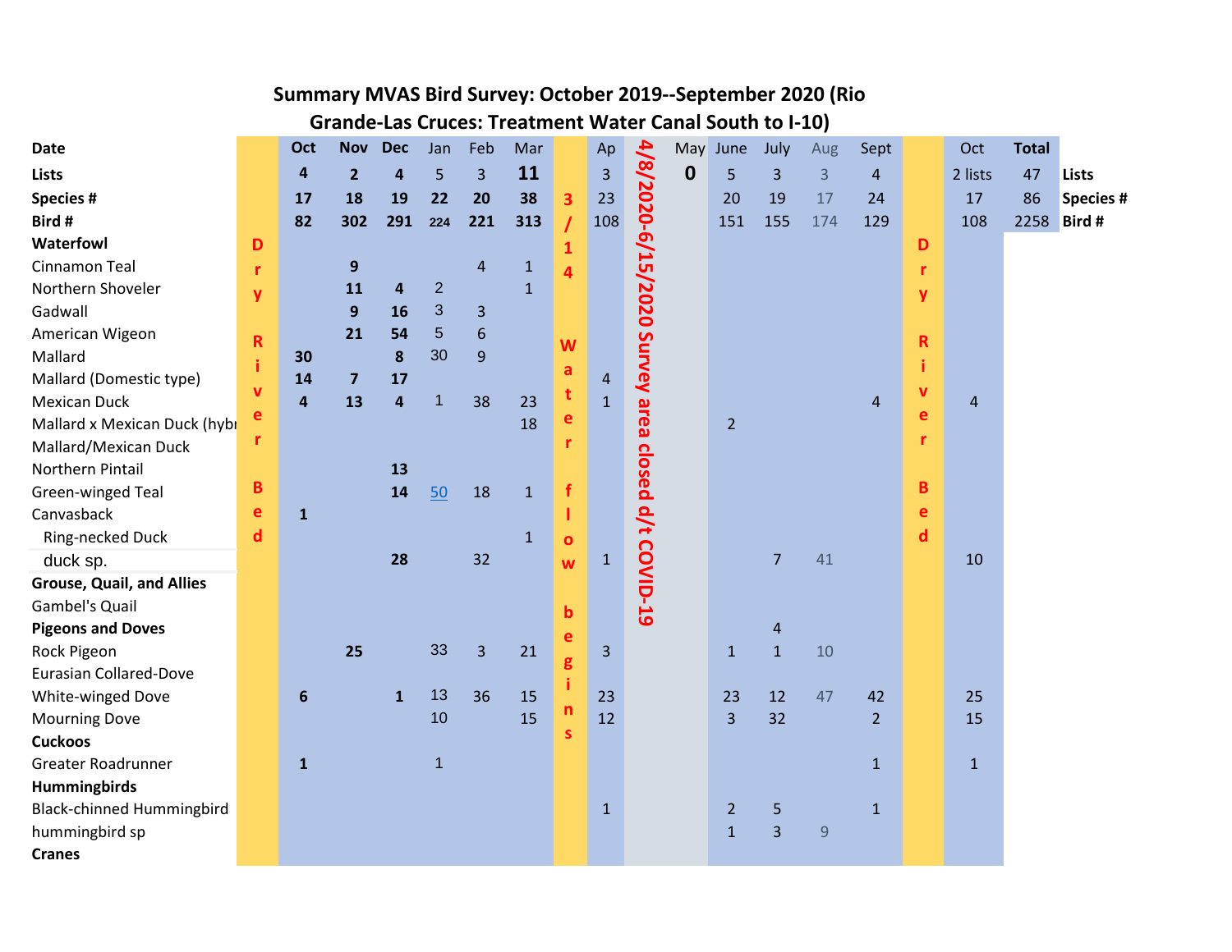## Summary MVAS Bird Survey: October 2019--September 2020 (Rio Grande-Las Cruces: Treatment Water Canal South to I-10)

| Date | Dry River Bed | Oct | Nov | Dec | Jan | Feb | Mar | 3/14 Water flow begins | Ap | 4/8/2020-6/15/2020 Survey area closed d/t COVID-19 | May | June | July | Aug | Sept | Dry River Bed | Oct | Total | |
|---|---|---|---|---|---|---|---|---|---|---|---|---|---|---|---|---|---|---|---|
| **Lists** | | **4** | **2** | **4** | 5 | 3 | **11** | | 3 | | **0** | 5 | 3 | 3 | 4 | | 2 lists | 47 | **Lists** |
| **Species #** | | **17** | **18** | **19** | **22** | **20** | **38** | | 23 | | | 20 | 19 | 17 | 24 | | 17 | 86 | **Species #** |
| **Bird #** | | **82** | **302** | **291** | **224** | **221** | **313** | | 108 | | | 151 | 155 | 174 | 129 | | 108 | 2258 | **Bird #** |
| **Waterfowl** | | | | | | | | | | | | | | | | | | | |
| Cinnamon Teal | | | **9** | | | 4 | 1 | | | | | | | | | | | | |
| Northern Shoveler | | | **11** | **4** | 2 | | 1 | | | | | | | | | | | | |
| Gadwall | | | **9** | **16** | 3 | 3 | | | | | | | | | | | | | |
| American Wigeon | | | **21** | **54** | 5 | 6 | | | | | | | | | | | | | |
| Mallard | | **30** | | **8** | 30 | 9 | | | | | | | | | | | | | |
| Mallard (Domestic type) | | **14** | **7** | **17** | | | | | 4 | | | | | | | | | | |
| Mexican Duck | | **4** | **13** | **4** | 1 | 38 | 23 | | 1 | | | | | | 4 | | 4 | | |
| Mallard x Mexican Duck (hybr | | | | | | | 18 | | | | | 2 | | | | | | | |
| Mallard/Mexican Duck | | | | | | | | | | | | | | | | | | | |
| Northern Pintail | | | | **13** | | | | | | | | | | | | | | | |
| Green-winged Teal | | | | **14** | 50 | 18 | 1 | | | | | | | | | | | | |
| Canvasback | | **1** | | | | | | | | | | | | | | | | | |
| Ring-necked Duck | | | | | | | 1 | | | | | | | | | | | | |
| duck sp. | | | | **28** | | 32 | | | 1 | | | | 7 | 41 | | | 10 | | |
| **Grouse, Quail, and Allies** | | | | | | | | | | | | | | | | | | | |
| Gambel's Quail | | | | | | | | | | | | | | | | | | | |
| **Pigeons and Doves** | | | | | | | | | | | | | 4 | | | | | | |
| Rock Pigeon | | | **25** | | 33 | 3 | 21 | | 3 | | | 1 | 1 | 10 | | | | | |
| Eurasian Collared-Dove | | | | | | | | | | | | | | | | | | | |
| White-winged Dove | | **6** | | **1** | 13 | 36 | 15 | | 23 | | | 23 | 12 | 47 | 42 | | 25 | | |
| Mourning Dove | | | | | 10 | | 15 | | 12 | | | 3 | 32 | | 2 | | 15 | | |
| **Cuckoos** | | | | | | | | | | | | | | | | | | | |
| Greater Roadrunner | | **1** | | | 1 | | | | | | | | | | 1 | | 1 | | |
| **Hummingbirds** | | | | | | | | | | | | | | | | | | | |
| Black-chinned Hummingbird | | | | | | | | | 1 | | | 2 | 5 | | 1 | | | | |
| hummingbird sp | | | | | | | | | | | | 1 | 3 | 9 | | | | | |
| **Cranes** | | | | | | | | | | | | | | | | | | | |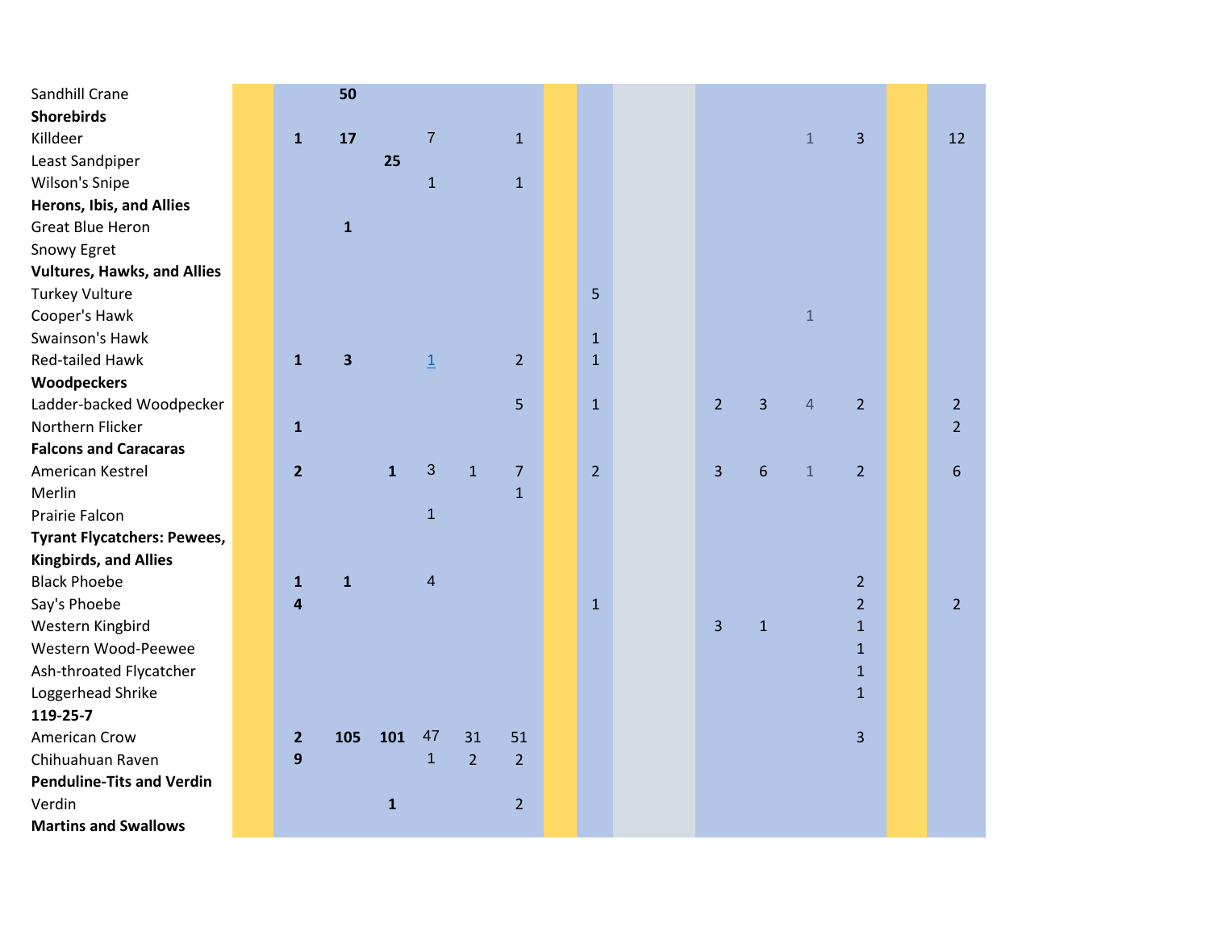| | | | | | | | | | | | | |
|---|---|---|---|---|---|---|---|---|---|---|---|---|
| Sandhill Crane | | 50 | | | | | | | | | | |
| **Shorebirds** | | | | | | | | | | | | |
| Killdeer | 1 | 17 | | 7 | | 1 | | | | 1 | 3 | 12 |
| Least Sandpiper | | | 25 | | | | | | | | | |
| Wilson's Snipe | | | | 1 | | 1 | | | | | | |
| **Herons, Ibis, and Allies** | | | | | | | | | | | | |
| Great Blue Heron | | 1 | | | | | | | | | | |
| Snowy Egret | | | | | | | | | | | | |
| **Vultures, Hawks, and Allies** | | | | | | | | | | | | |
| Turkey Vulture | | | | | | | 5 | | | | | |
| Cooper's Hawk | | | | | | | | | | 1 | | |
| Swainson's Hawk | | | | | | | 1 | | | | | |
| Red-tailed Hawk | 1 | 3 | | 1 | | 2 | 1 | | | | | |
| **Woodpeckers** | | | | | | | | | | | | |
| Ladder-backed Woodpecker | | | | | | 5 | 1 | 2 | 3 | 4 | 2 | 2 |
| Northern Flicker | 1 | | | | | | | | | | | 2 |
| **Falcons and Caracaras** | | | | | | | | | | | | |
| American Kestrel | 2 | | 1 | 3 | 1 | 7 | 2 | 3 | 6 | 1 | 2 | 6 |
| Merlin | | | | | | 1 | | | | | | |
| Prairie Falcon | | | | 1 | | | | | | | | |
| **Tyrant Flycatchers: Pewees, Kingbirds, and Allies** | | | | | | | | | | | | |
| Black Phoebe | 1 | 1 | | 4 | | | | | | | 2 | |
| Say's Phoebe | 4 | | | | | | 1 | | | | 2 | 2 |
| Western Kingbird | | | | | | | | 3 | 1 | | 1 | |
| Western Wood-Peewee | | | | | | | | | | | 1 | |
| Ash-throated Flycatcher | | | | | | | | | | | 1 | |
| Loggerhead Shrike | | | | | | | | | | | 1 | |
| **119-25-7** | | | | | | | | | | | | |
| American Crow | 2 | 105 | 101 | 47 | 31 | 51 | | | | | 3 | |
| Chihuahuan Raven | 9 | | | 1 | 2 | 2 | | | | | | |
| **Penduline-Tits and Verdin** | | | | | | | | | | | | |
| Verdin | | | 1 | | | 2 | | | | | | |
| **Martins and Swallows** | | | | | | | | | | | | |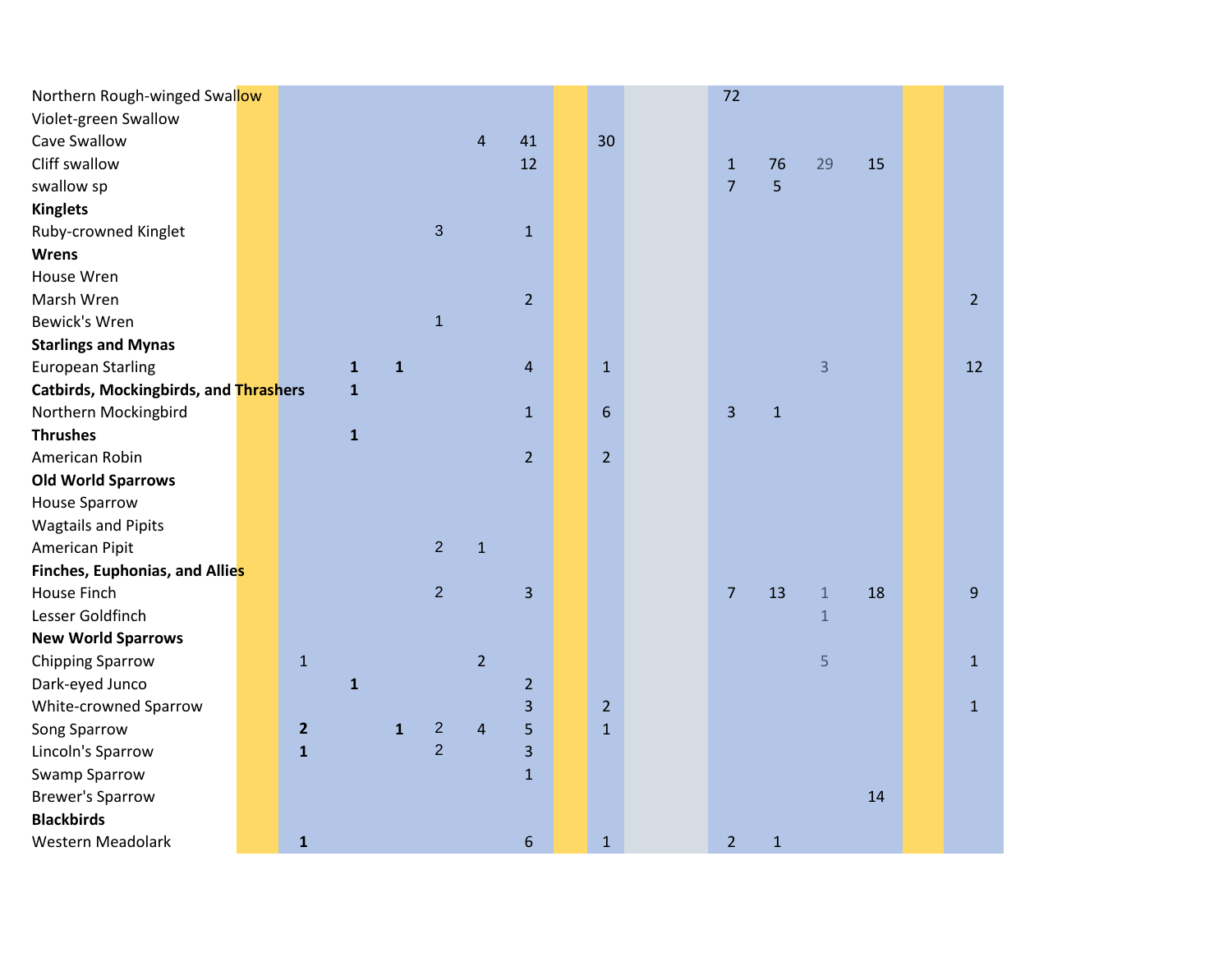| | | | | | | | | | | | | |
|---|---|---|---|---|---|---|---|---|---|---|---|---|
| Northern Rough-winged Swallow | | | | | | | | 72 | | | | |
| Violet-green Swallow | | | | | | | | | | | | |
| Cave Swallow | | | | | 4 | 41 | 30 | | | | | |
| Cliff swallow | | | | | | 12 | | 1 | 76 | 29 | 15 | |
| swallow sp | | | | | | | | 7 | 5 | | | |
| **Kinglets** | | | | | | | | | | | | |
| Ruby-crowned Kinglet | | | | 3 | | 1 | | | | | | |
| **Wrens** | | | | | | | | | | | | |
| House Wren | | | | | | | | | | | | |
| Marsh Wren | | | | | | 2 | | | | | | 2 |
| Bewick's Wren | | | | 1 | | | | | | | | |
| **Starlings and Mynas** | | | | | | | | | | | | |
| European Starling | | **1** | **1** | | | 4 | 1 | | | 3 | | 12 |
| **Catbirds, Mockingbirds, and Thrashers** | | **1** | | | | | | | | | | |
| Northern Mockingbird | | | | | | 1 | 6 | 3 | 1 | | | |
| **Thrushes** | | **1** | | | | | | | | | | |
| American Robin | | | | | | 2 | 2 | | | | | |
| **Old World Sparrows** | | | | | | | | | | | | |
| House Sparrow | | | | | | | | | | | | |
| Wagtails and Pipits | | | | | | | | | | | | |
| American Pipit | | | | 2 | 1 | | | | | | | |
| **Finches, Euphonias, and Allies** | | | | | | | | | | | | |
| House Finch | | | | 2 | | 3 | | 7 | 13 | 1 | 18 | 9 |
| Lesser Goldfinch | | | | | | | | | | 1 | | |
| **New World Sparrows** | | | | | | | | | | | | |
| Chipping Sparrow | 1 | | | | 2 | | | | | 5 | | 1 |
| Dark-eyed Junco | | **1** | | | | 2 | | | | | | |
| White-crowned Sparrow | | | | | | 3 | 2 | | | | | 1 |
| Song Sparrow | **2** | | **1** | 2 | 4 | 5 | 1 | | | | | |
| Lincoln's Sparrow | **1** | | | 2 | | 3 | | | | | | |
| Swamp Sparrow | | | | | | 1 | | | | | | |
| Brewer's Sparrow | | | | | | | | | | | 14 | |
| **Blackbirds** | | | | | | | | | | | | |
| Western Meadolark | **1** | | | | | 6 | 1 | 2 | 1 | | | |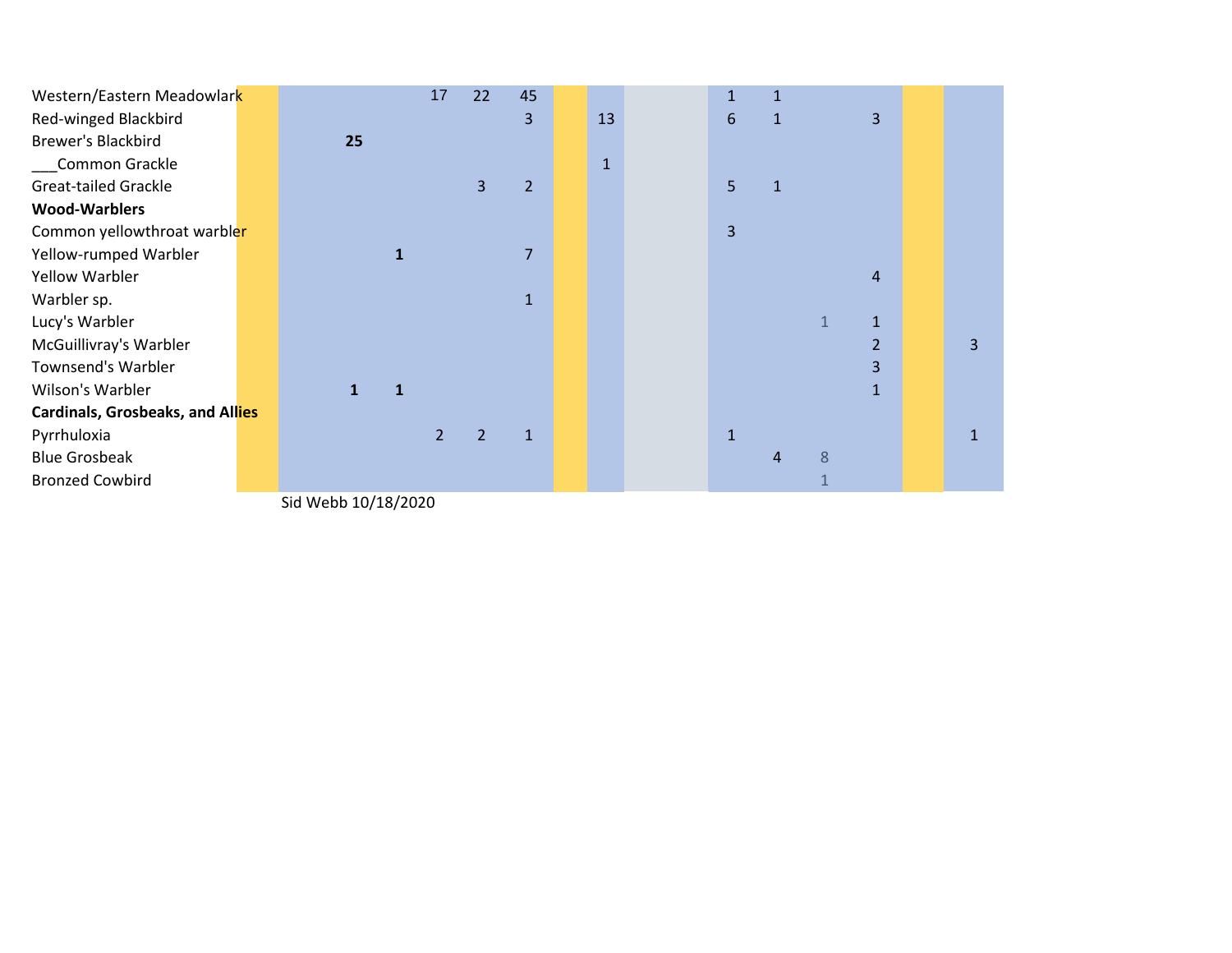| | | | | | | | | | | | | | | | |
|---|---|---|---|---|---|---|---|---|---|---|---|---|---|---|---|
| Western/Eastern Meadowlark | | | | 17 | 22 | 45 | | | | 1 | 1 | | | | |
| Red-winged Blackbird | | | | | | 3 | | 13 | | 6 | 1 | | 3 | | |
| Brewer's Blackbird | | **25** | | | | | | | | | | | | | |
| ___Common Grackle | | | | | | | | 1 | | | | | | | |
| Great-tailed Grackle | | | | | 3 | 2 | | | | 5 | 1 | | | | |
| **Wood-Warblers** | | | | | | | | | | | | | | | |
| Common yellowthroat warbler | | | | | | | | | | 3 | | | | | |
| Yellow-rumped Warbler | | | **1** | | | 7 | | | | | | | | | |
| Yellow Warbler | | | | | | | | | | | | | 4 | | |
| Warbler sp. | | | | | | 1 | | | | | | | | | |
| Lucy's Warbler | | | | | | | | | | | | 1 | 1 | | |
| McGuillivray's Warbler | | | | | | | | | | | | | 2 | | 3 |
| Townsend's Warbler | | | | | | | | | | | | | 3 | | |
| Wilson's Warbler | | **1** | **1** | | | | | | | | | | 1 | | |
| **Cardinals, Grosbeaks, and Allies** | | | | | | | | | | | | | | | |
| Pyrrhuloxia | | | | 2 | 2 | 1 | | | | 1 | | | | | 1 |
| Blue Grosbeak | | | | | | | | | | | 4 | 8 | | | |
| Bronzed Cowbird | | | | | | | | | | | | 1 | | | |

Sid Webb 10/18/2020